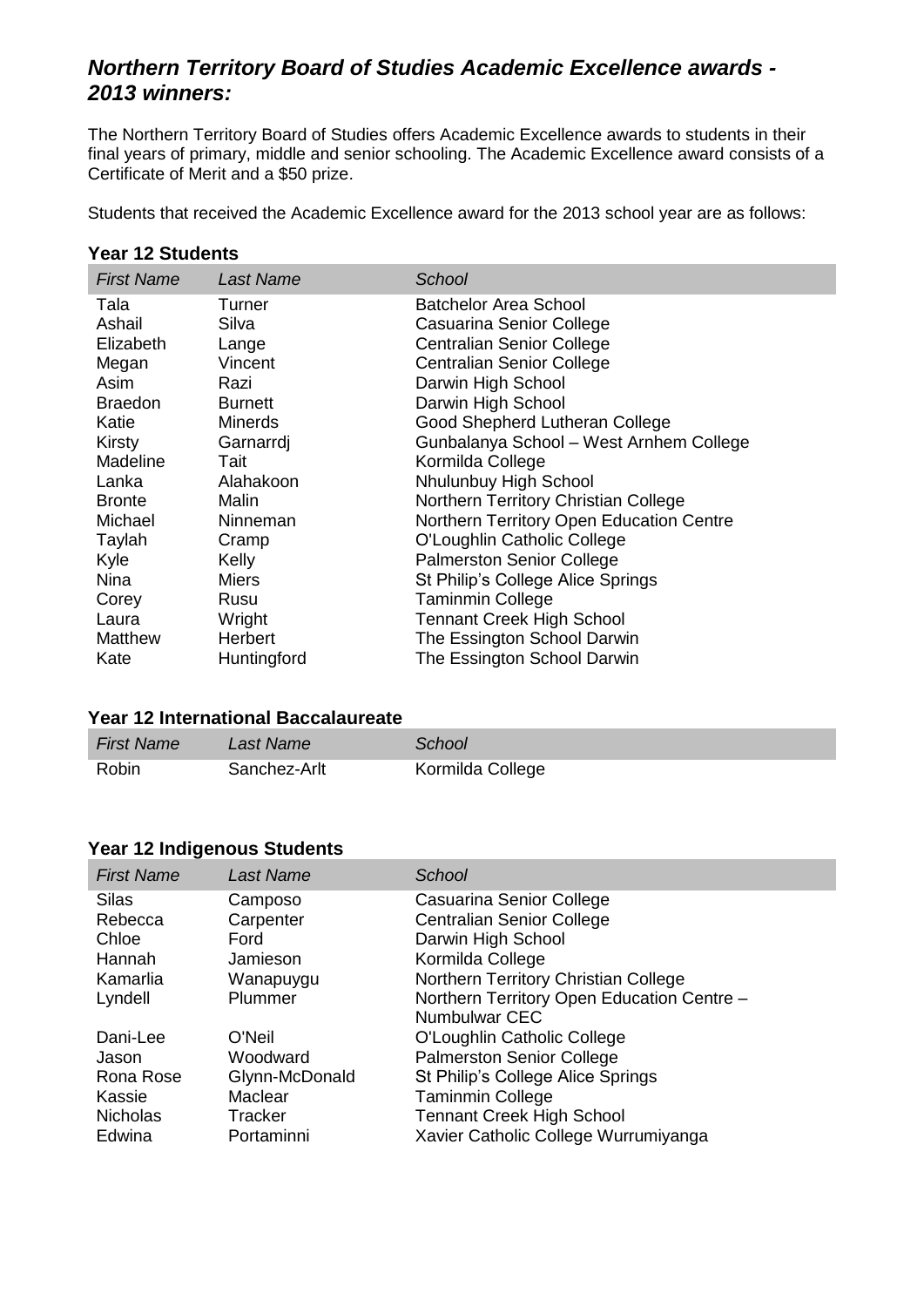## *Northern Territory Board of Studies Academic Excellence awards - 2013 winners:*

The Northern Territory Board of Studies offers Academic Excellence awards to students in their final years of primary, middle and senior schooling. The Academic Excellence award consists of a Certificate of Merit and a $50 prize.

Students that received the Academic Excellence award for the 2013 school year are as follows:

### Year 12 Students

| *First Name* | *Last Name* | *School* |
|---|---|---|
| Tala | Turner | Batchelor Area School |
| Ashail | Silva | Casuarina Senior College |
| Elizabeth | Lange | Centralian Senior College |
| Megan | Vincent | Centralian Senior College |
| Asim | Razi | Darwin High School |
| Braedon | Burnett | Darwin High School |
| Katie | Minerds | Good Shepherd Lutheran College |
| Kirsty | Garnarrdj | Gunbalanya School – West Arnhem College |
| Madeline | Tait | Kormilda College |
| Lanka | Alahakoon | Nhulunbuy High School |
| Bronte | Malin | Northern Territory Christian College |
| Michael | Ninneman | Northern Territory Open Education Centre |
| Taylah | Cramp | O'Loughlin Catholic College |
| Kyle | Kelly | Palmerston Senior College |
| Nina | Miers | St Philip's College Alice Springs |
| Corey | Rusu | Taminmin College |
| Laura | Wright | Tennant Creek High School |
| Matthew | Herbert | The Essington School Darwin |
| Kate | Huntingford | The Essington School Darwin |

### Year 12 International Baccalaureate

| *First Name* | *Last Name* | *School* |
|---|---|---|
| Robin | Sanchez-Arlt | Kormilda College |

### Year 12 Indigenous Students

| *First Name* | *Last Name* | *School* |
|---|---|---|
| Silas | Camposo | Casuarina Senior College |
| Rebecca | Carpenter | Centralian Senior College |
| Chloe | Ford | Darwin High School |
| Hannah | Jamieson | Kormilda College |
| Kamarlia | Wanapuygu | Northern Territory Christian College |
| Lyndell | Plummer | Northern Territory Open Education Centre – Numbulwar CEC |
| Dani-Lee | O'Neil | O'Loughlin Catholic College |
| Jason | Woodward | Palmerston Senior College |
| Rona Rose | Glynn-McDonald | St Philip's College Alice Springs |
| Kassie | Maclear | Taminmin College |
| Nicholas | Tracker | Tennant Creek High School |
| Edwina | Portaminni | Xavier Catholic College Wurrumiyanga |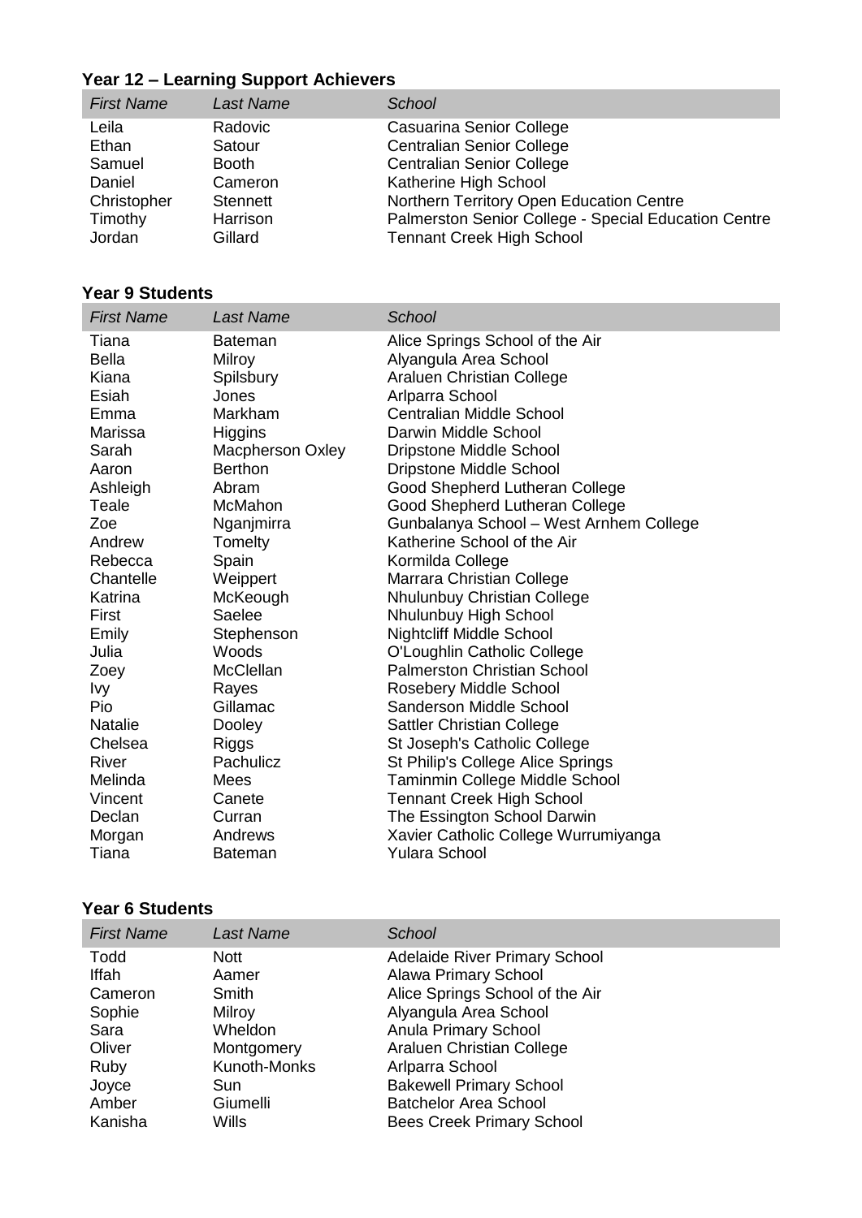### Year 12 – Learning Support Achievers

| *First Name* | *Last Name* | *School* |
|---|---|---|
| Leila | Radovic | Casuarina Senior College |
| Ethan | Satour | Centralian Senior College |
| Samuel | Booth | Centralian Senior College |
| Daniel | Cameron | Katherine High School |
| Christopher | Stennett | Northern Territory Open Education Centre |
| Timothy | Harrison | Palmerston Senior College - Special Education Centre |
| Jordan | Gillard | Tennant Creek High School |

### Year 9 Students

| *First Name* | *Last Name* | *School* |
|---|---|---|
| Tiana | Bateman | Alice Springs School of the Air |
| Bella | Milroy | Alyangula Area School |
| Kiana | Spilsbury | Araluen Christian College |
| Esiah | Jones | Arlparra School |
| Emma | Markham | Centralian Middle School |
| Marissa | Higgins | Darwin Middle School |
| Sarah | Macpherson Oxley | Dripstone Middle School |
| Aaron | Berthon | Dripstone Middle School |
| Ashleigh | Abram | Good Shepherd Lutheran College |
| Teale | McMahon | Good Shepherd Lutheran College |
| Zoe | Nganjmirra | Gunbalanya School – West Arnhem College |
| Andrew | Tomelty | Katherine School of the Air |
| Rebecca | Spain | Kormilda College |
| Chantelle | Weippert | Marrara Christian College |
| Katrina | McKeough | Nhulunbuy Christian College |
| First | Saelee | Nhulunbuy High School |
| Emily | Stephenson | Nightcliff Middle School |
| Julia | Woods | O'Loughlin Catholic College |
| Zoey | McClellan | Palmerston Christian School |
| Ivy | Rayes | Rosebery Middle School |
| Pio | Gillamac | Sanderson Middle School |
| Natalie | Dooley | Sattler Christian College |
| Chelsea | Riggs | St Joseph's Catholic College |
| River | Pachulicz | St Philip's College Alice Springs |
| Melinda | Mees | Taminmin College Middle School |
| Vincent | Canete | Tennant Creek High School |
| Declan | Curran | The Essington School Darwin |
| Morgan | Andrews | Xavier Catholic College Wurrumiyanga |
| Tiana | Bateman | Yulara School |

### Year 6 Students

| *First Name* | *Last Name* | *School* |
|---|---|---|
| Todd | Nott | Adelaide River Primary School |
| Iffah | Aamer | Alawa Primary School |
| Cameron | Smith | Alice Springs School of the Air |
| Sophie | Milroy | Alyangula Area School |
| Sara | Wheldon | Anula Primary School |
| Oliver | Montgomery | Araluen Christian College |
| Ruby | Kunoth-Monks | Arlparra School |
| Joyce | Sun | Bakewell Primary School |
| Amber | Giumelli | Batchelor Area School |
| Kanisha | Wills | Bees Creek Primary School |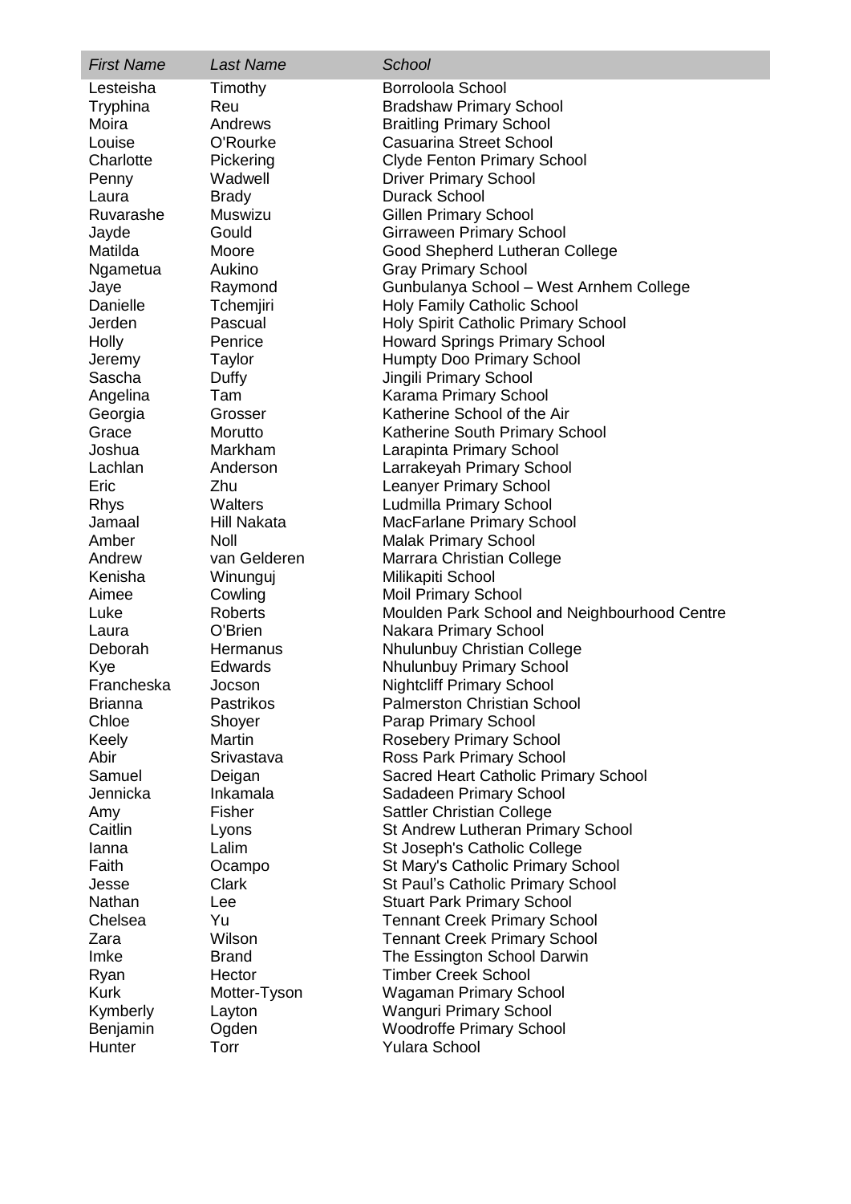| *First Name* | *Last Name* | *School* |
|---|---|---|
| Lesteisha | Timothy | Borroloola School |
| Tryphina | Reu | Bradshaw Primary School |
| Moira | Andrews | Braitling Primary School |
| Louise | O'Rourke | Casuarina Street School |
| Charlotte | Pickering | Clyde Fenton Primary School |
| Penny | Wadwell | Driver Primary School |
| Laura | Brady | Durack School |
| Ruvarashe | Muswizu | Gillen Primary School |
| Jayde | Gould | Girraween Primary School |
| Matilda | Moore | Good Shepherd Lutheran College |
| Ngametua | Aukino | Gray Primary School |
| Jaye | Raymond | Gunbulanya School – West Arnhem College |
| Danielle | Tchemjiri | Holy Family Catholic School |
| Jerden | Pascual | Holy Spirit Catholic Primary School |
| Holly | Penrice | Howard Springs Primary School |
| Jeremy | Taylor | Humpty Doo Primary School |
| Sascha | Duffy | Jingili Primary School |
| Angelina | Tam | Karama Primary School |
| Georgia | Grosser | Katherine School of the Air |
| Grace | Morutto | Katherine South Primary School |
| Joshua | Markham | Larapinta Primary School |
| Lachlan | Anderson | Larrakeyah Primary School |
| Eric | Zhu | Leanyer Primary School |
| Rhys | Walters | Ludmilla Primary School |
| Jamaal | Hill Nakata | MacFarlane Primary School |
| Amber | Noll | Malak Primary School |
| Andrew | van Gelderen | Marrara Christian College |
| Kenisha | Winunguj | Milikapiti School |
| Aimee | Cowling | Moil Primary School |
| Luke | Roberts | Moulden Park School and Neighbourhood Centre |
| Laura | O'Brien | Nakara Primary School |
| Deborah | Hermanus | Nhulunbuy Christian College |
| Kye | Edwards | Nhulunbuy Primary School |
| Francheska | Jocson | Nightcliff Primary School |
| Brianna | Pastrikos | Palmerston Christian School |
| Chloe | Shoyer | Parap Primary School |
| Keely | Martin | Rosebery Primary School |
| Abir | Srivastava | Ross Park Primary School |
| Samuel | Deigan | Sacred Heart Catholic Primary School |
| Jennicka | Inkamala | Sadadeen Primary School |
| Amy | Fisher | Sattler Christian College |
| Caitlin | Lyons | St Andrew Lutheran Primary School |
| Ianna | Lalim | St Joseph's Catholic College |
| Faith | Ocampo | St Mary's Catholic Primary School |
| Jesse | Clark | St Paul’s Catholic Primary School |
| Nathan | Lee | Stuart Park Primary School |
| Chelsea | Yu | Tennant Creek Primary School |
| Zara | Wilson | Tennant Creek Primary School |
| Imke | Brand | The Essington School Darwin |
| Ryan | Hector | Timber Creek School |
| Kurk | Motter-Tyson | Wagaman Primary School |
| Kymberly | Layton | Wanguri Primary School |
| Benjamin | Ogden | Woodroffe Primary School |
| Hunter | Torr | Yulara School |